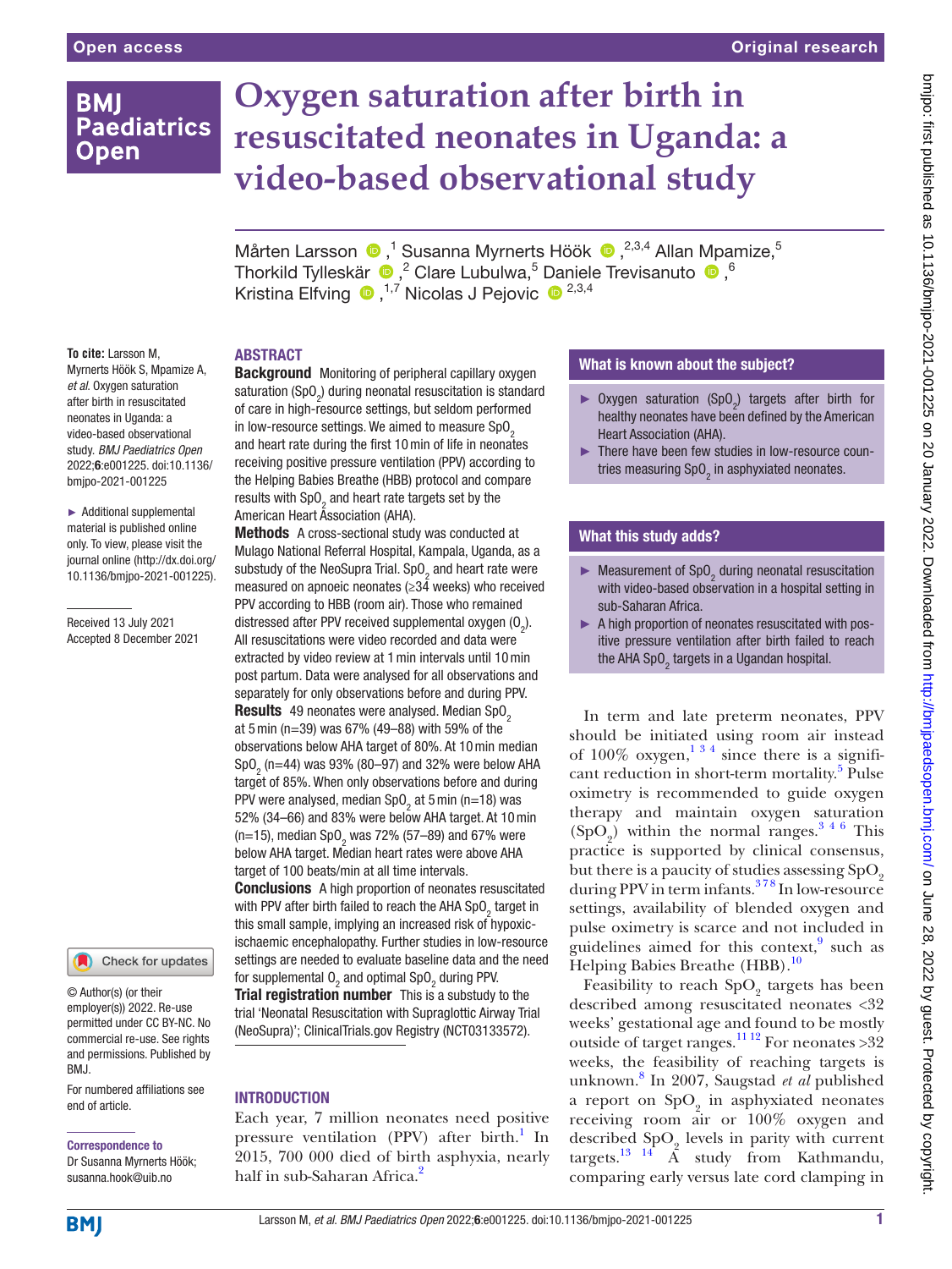# Oxygen saturation after birth in resuscitated neonates in Uganda: a video-based observational study

Mårten Larsson ,[1] Susanna Myrnerts Höök ,[2,3,4] Allan Mpamize,[5] Thorkild Tylleskär ,[2] Clare Lubulwa,[5] Daniele Trevisanuto ,[6] Kristina Elfving ,[1,7] Nicolas J Pejovic [2,3,4]

**To cite:** Larsson M, Myrnerts Höök S, Mpamize A, *et al*. Oxygen saturation after birth in resuscitated neonates in Uganda: a video-based observational study. *BMJ Paediatrics Open* 2022;**6**:e001225. doi:10.1136/bmjpo-2021-001225

► Additional supplemental material is published online only. To view, please visit the journal online (http://dx.doi.org/10.1136/bmjpo-2021-001225).

Received 13 July 2021
Accepted 8 December 2021

© Author(s) (or their employer(s)) 2022. Re-use permitted under CC BY-NC. No commercial re-use. See rights and permissions. Published by BMJ.

For numbered affiliations see end of article.

**Correspondence to**
Dr Susanna Myrnerts Höök; susanna.hook@uib.no

## ABSTRACT

**Background** Monitoring of peripheral capillary oxygen saturation ($SpO_2$) during neonatal resuscitation is standard of care in high-resource settings, but seldom performed in low-resource settings. We aimed to measure $SpO_2$ and heart rate during the first 10 min of life in neonates receiving positive pressure ventilation (PPV) according to the Helping Babies Breathe (HBB) protocol and compare results with $SpO_2$ and heart rate targets set by the American Heart Association (AHA).

**Methods** A cross-sectional study was conducted at Mulago National Referral Hospital, Kampala, Uganda, as a substudy of the NeoSupra Trial. $SpO_2$ and heart rate were measured on apnoeic neonates (≥34 weeks) who received PPV according to HBB (room air). Those who remained distressed after PPV received supplemental oxygen ($O_2$). All resuscitations were video recorded and data were extracted by video review at 1 min intervals until 10 min post partum. Data were analysed for all observations and separately for only observations before and during PPV.

**Results** 49 neonates were analysed. Median $SpO_2$ at 5 min (n=39) was 67% (49–88) with 59% of the observations below AHA target of 80%. At 10 min median $SpO_2$ (n=44) was 93% (80–97) and 32% were below AHA target of 85%. When only observations before and during PPV were analysed, median $SpO_2$ at 5 min (n=18) was 52% (34–66) and 83% were below AHA target. At 10 min (n=15), median $SpO_2$ was 72% (57–89) and 67% were below AHA target. Median heart rates were above AHA target of 100 beats/min at all time intervals.

**Conclusions** A high proportion of neonates resuscitated with PPV after birth failed to reach the AHA $SpO_2$ target in this small sample, implying an increased risk of hypoxic-ischaemic encephalopathy. Further studies in low-resource settings are needed to evaluate baseline data and the need for supplemental $O_2$ and optimal $SpO_2$ during PPV.

**Trial registration number** This is a substudy to the trial 'Neonatal Resuscitation with Supraglottic Airway Trial (NeoSupra)'; ClinicalTrials.gov Registry (NCT03133572).

### What is known about the subject?

- Oxygen saturation ($SpO_2$) targets after birth for healthy neonates have been defined by the American Heart Association (AHA).
- There have been few studies in low-resource countries measuring $SpO_2$ in asphyxiated neonates.

### What this study adds?

- Measurement of $SpO_2$ during neonatal resuscitation with video-based observation in a hospital setting in sub-Saharan Africa.
- A high proportion of neonates resuscitated with positive pressure ventilation after birth failed to reach the AHA $SpO_2$ targets in a Ugandan hospital.

## INTRODUCTION

Each year, 7 million neonates need positive pressure ventilation (PPV) after birth.[1] In 2015, 700 000 died of birth asphyxia, nearly half in sub-Saharan Africa.[2]

In term and late preterm neonates, PPV should be initiated using room air instead of 100% oxygen,[1,3,4] since there is a significant reduction in short-term mortality.[5] Pulse oximetry is recommended to guide oxygen therapy and maintain oxygen saturation ($SpO_2$) within the normal ranges.[3,4,6] This practice is supported by clinical consensus, but there is a paucity of studies assessing $SpO_2$ during PPV in term infants.[3,7,8] In low-resource settings, availability of blended oxygen and pulse oximetry is scarce and not included in guidelines aimed for this context,[9] such as Helping Babies Breathe (HBB).[10]

Feasibility to reach $SpO_2$ targets has been described among resuscitated neonates <32 weeks' gestational age and found to be mostly outside of target ranges.[11,12] For neonates >32 weeks, the feasibility of reaching targets is unknown.[8] In 2007, Saugstad *et al* published a report on $SpO_2$ in asphyxiated neonates receiving room air or 100% oxygen and described $SpO_2$ levels in parity with current targets.[13,14] A study from Kathmandu, comparing early versus late cord clamping in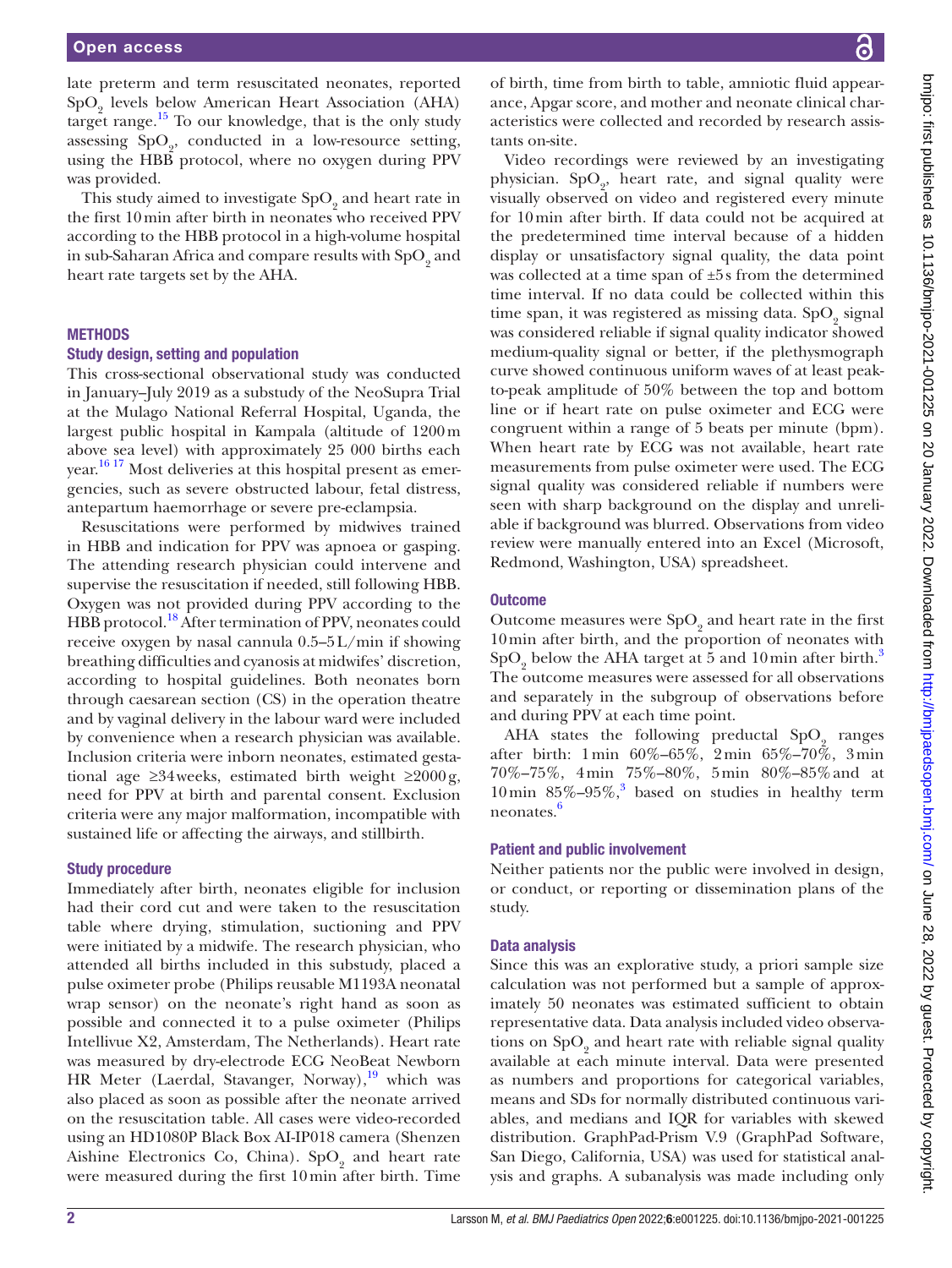late preterm and term resuscitated neonates, reported $SpO_2$ levels below American Heart Association (AHA) target range.[15] To our knowledge, that is the only study assessing $SpO_2$, conducted in a low-resource setting, using the HBB protocol, where no oxygen during PPV was provided.

This study aimed to investigate $SpO_2$ and heart rate in the first 10 min after birth in neonates who received PPV according to the HBB protocol in a high-volume hospital in sub-Saharan Africa and compare results with $SpO_2$ and heart rate targets set by the AHA.

## METHODS

### Study design, setting and population

This cross-sectional observational study was conducted in January–July 2019 as a substudy of the NeoSupra Trial at the Mulago National Referral Hospital, Uganda, the largest public hospital in Kampala (altitude of 1200 m above sea level) with approximately 25 000 births each year.[16,17] Most deliveries at this hospital present as emergencies, such as severe obstructed labour, fetal distress, antepartum haemorrhage or severe pre-eclampsia.

Resuscitations were performed by midwives trained in HBB and indication for PPV was apnoea or gasping. The attending research physician could intervene and supervise the resuscitation if needed, still following HBB. Oxygen was not provided during PPV according to the HBB protocol.[18] After termination of PPV, neonates could receive oxygen by nasal cannula 0.5–5 L/min if showing breathing difficulties and cyanosis at midwifes' discretion, according to hospital guidelines. Both neonates born through caesarean section (CS) in the operation theatre and by vaginal delivery in the labour ward were included by convenience when a research physician was available. Inclusion criteria were inborn neonates, estimated gestational age ≥34 weeks, estimated birth weight ≥2000 g, need for PPV at birth and parental consent. Exclusion criteria were any major malformation, incompatible with sustained life or affecting the airways, and stillbirth.

### Study procedure

Immediately after birth, neonates eligible for inclusion had their cord cut and were taken to the resuscitation table where drying, stimulation, suctioning and PPV were initiated by a midwife. The research physician, who attended all births included in this substudy, placed a pulse oximeter probe (Philips reusable M1193A neonatal wrap sensor) on the neonate's right hand as soon as possible and connected it to a pulse oximeter (Philips Intellivue X2, Amsterdam, The Netherlands). Heart rate was measured by dry-electrode ECG NeoBeat Newborn HR Meter (Laerdal, Stavanger, Norway),[19] which was also placed as soon as possible after the neonate arrived on the resuscitation table. All cases were video-recorded using an HD1080P Black Box AI-IP018 camera (Shenzen Aishine Electronics Co, China). $SpO_2$ and heart rate were measured during the first 10 min after birth. Time of birth, time from birth to table, amniotic fluid appearance, Apgar score, and mother and neonate clinical characteristics were collected and recorded by research assistants on-site.

Video recordings were reviewed by an investigating physician. $SpO_2$, heart rate, and signal quality were visually observed on video and registered every minute for 10 min after birth. If data could not be acquired at the predetermined time interval because of a hidden display or unsatisfactory signal quality, the data point was collected at a time span of ±5 s from the determined time interval. If no data could be collected within this time span, it was registered as missing data. $SpO_2$ signal was considered reliable if signal quality indicator showed medium-quality signal or better, if the plethysmograph curve showed continuous uniform waves of at least peak-to-peak amplitude of 50% between the top and bottom line or if heart rate on pulse oximeter and ECG were congruent within a range of 5 beats per minute (bpm). When heart rate by ECG was not available, heart rate measurements from pulse oximeter were used. The ECG signal quality was considered reliable if numbers were seen with sharp background on the display and unreliable if background was blurred. Observations from video review were manually entered into an Excel (Microsoft, Redmond, Washington, USA) spreadsheet.

### Outcome

Outcome measures were $SpO_2$ and heart rate in the first 10 min after birth, and the proportion of neonates with $SpO_2$ below the AHA target at 5 and 10 min after birth.[3] The outcome measures were assessed for all observations and separately in the subgroup of observations before and during PPV at each time point.

AHA states the following preductal $SpO_2$ ranges after birth: 1 min 60%–65%, 2 min 65%–70%, 3 min 70%–75%, 4 min 75%–80%, 5 min 80%–85% and at 10 min 85%–95%,[3] based on studies in healthy term neonates.[6]

### Patient and public involvement

Neither patients nor the public were involved in design, or conduct, or reporting or dissemination plans of the study.

### Data analysis

Since this was an explorative study, a priori sample size calculation was not performed but a sample of approximately 50 neonates was estimated sufficient to obtain representative data. Data analysis included video observations on $SpO_2$ and heart rate with reliable signal quality available at each minute interval. Data were presented as numbers and proportions for categorical variables, means and SDs for normally distributed continuous variables, and medians and IQR for variables with skewed distribution. GraphPad-Prism V.9 (GraphPad Software, San Diego, California, USA) was used for statistical analysis and graphs. A subanalysis was made including only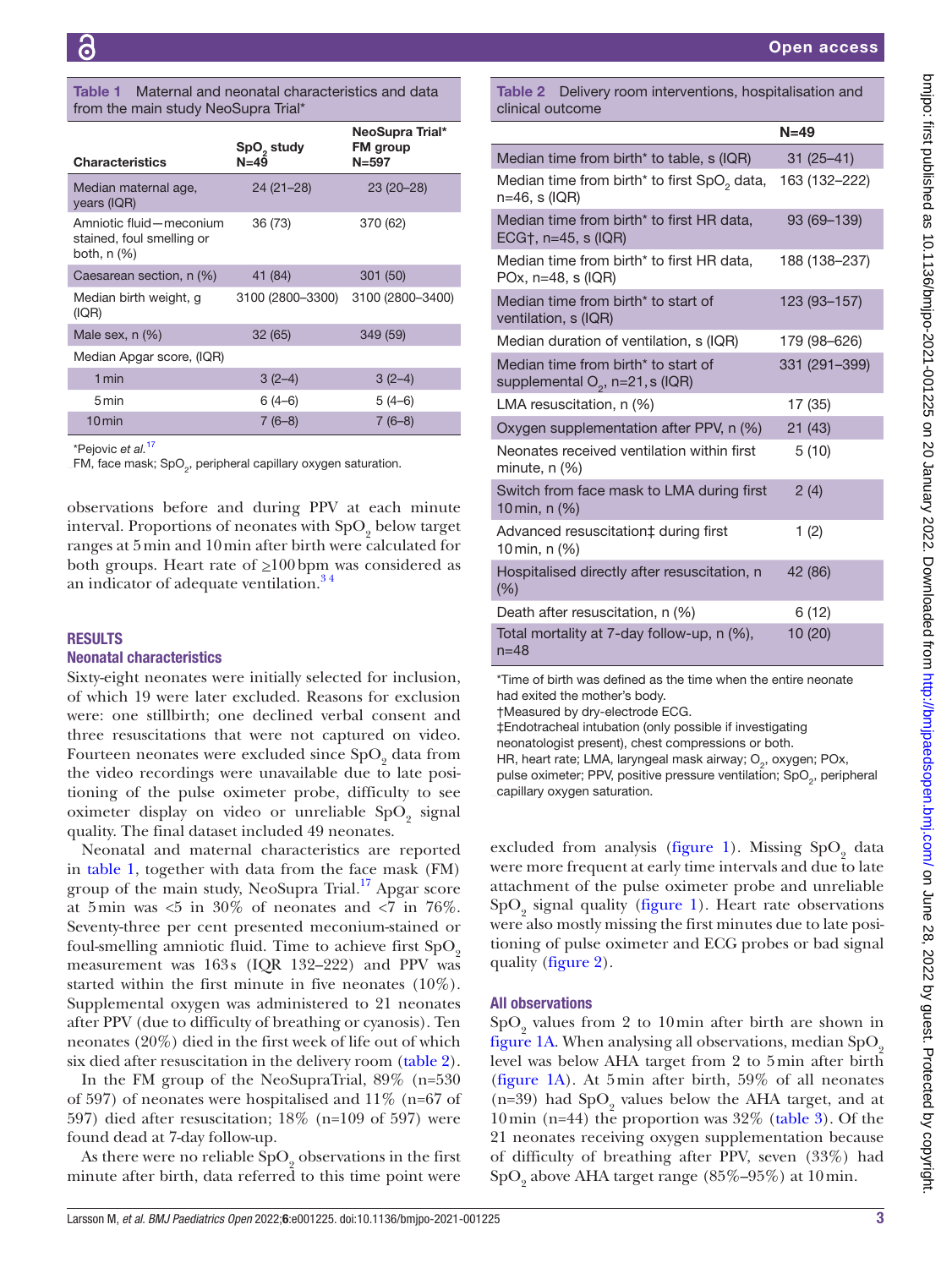**Table 1** Maternal and neonatal characteristics and data from the main study NeoSupra Trial*

| Characteristics | $SpO_2$ study N=49 | NeoSupra Trial* FM group N=597 |
|---|---|---|
| Median maternal age, years (IQR) | 24 (21–28) | 23 (20–28) |
| Amniotic fluid—meconium stained, foul smelling or both, n (%) | 36 (73) | 370 (62) |
| Caesarean section, n (%) | 41 (84) | 301 (50) |
| Median birth weight, g (IQR) | 3100 (2800–3300) | 3100 (2800–3400) |
| Male sex, n (%) | 32 (65) | 349 (59) |
| Median Apgar score, (IQR) | | |
| 1 min | 3 (2–4) | 3 (2–4) |
| 5 min | 6 (4–6) | 5 (4–6) |
| 10 min | 7 (6–8) | 7 (6–8) |

*Pejovic *et al*.[17]
FM, face mask; $SpO_2$, peripheral capillary oxygen saturation.

observations before and during PPV at each minute interval. Proportions of neonates with $SpO_2$ below target ranges at 5 min and 10 min after birth were calculated for both groups. Heart rate of ≥100 bpm was considered as an indicator of adequate ventilation.[3,4]

## RESULTS

### Neonatal characteristics

Sixty-eight neonates were initially selected for inclusion, of which 19 were later excluded. Reasons for exclusion were: one stillbirth; one declined verbal consent and three resuscitations that were not captured on video. Fourteen neonates were excluded since $SpO_2$ data from the video recordings were unavailable due to late positioning of the pulse oximeter probe, difficulty to see oximeter display on video or unreliable $SpO_2$ signal quality. The final dataset included 49 neonates.

Neonatal and maternal characteristics are reported in table 1, together with data from the face mask (FM) group of the main study, NeoSupra Trial.[17] Apgar score at 5 min was <5 in 30% of neonates and <7 in 76%. Seventy-three per cent presented meconium-stained or foul-smelling amniotic fluid. Time to achieve first $SpO_2$ measurement was 163 s (IQR 132–222) and PPV was started within the first minute in five neonates (10%). Supplemental oxygen was administered to 21 neonates after PPV (due to difficulty of breathing or cyanosis). Ten neonates (20%) died in the first week of life out of which six died after resuscitation in the delivery room (table 2).

In the FM group of the NeoSupraTrial, 89% (n=530 of 597) of neonates were hospitalised and 11% (n=67 of 597) died after resuscitation; 18% (n=109 of 597) were found dead at 7-day follow-up.

As there were no reliable $SpO_2$ observations in the first minute after birth, data referred to this time point were excluded from analysis (figure 1). Missing $SpO_2$ data were more frequent at early time intervals and due to late attachment of the pulse oximeter probe and unreliable $SpO_2$ signal quality (figure 1). Heart rate observations were also mostly missing the first minutes due to late positioning of pulse oximeter and ECG probes or bad signal quality (figure 2).

**Table 2** Delivery room interventions, hospitalisation and clinical outcome

| | N=49 |
|---|---|
| Median time from birth* to table, s (IQR) | 31 (25–41) |
| Median time from birth* to first $SpO_2$ data, n=46, s (IQR) | 163 (132–222) |
| Median time from birth* to first HR data, ECG†, n=45, s (IQR) | 93 (69–139) |
| Median time from birth* to first HR data, POx, n=48, s (IQR) | 188 (138–237) |
| Median time from birth* to start of ventilation, s (IQR) | 123 (93–157) |
| Median duration of ventilation, s (IQR) | 179 (98–626) |
| Median time from birth* to start of supplemental $O_2$, n=21, s (IQR) | 331 (291–399) |
| LMA resuscitation, n (%) | 17 (35) |
| Oxygen supplementation after PPV, n (%) | 21 (43) |
| Neonates received ventilation within first minute, n (%) | 5 (10) |
| Switch from face mask to LMA during first 10 min, n (%) | 2 (4) |
| Advanced resuscitation‡ during first 10 min, n (%) | 1 (2) |
| Hospitalised directly after resuscitation, n (%) | 42 (86) |
| Death after resuscitation, n (%) | 6 (12) |
| Total mortality at 7-day follow-up, n (%), n=48 | 10 (20) |

*Time of birth was defined as the time when the entire neonate had exited the mother's body.
†Measured by dry-electrode ECG.
‡Endotracheal intubation (only possible if investigating neonatologist present), chest compressions or both.
HR, heart rate; LMA, laryngeal mask airway; $O_2$, oxygen; POx, pulse oximeter; PPV, positive pressure ventilation; $SpO_2$, peripheral capillary oxygen saturation.

### All observations

$SpO_2$ values from 2 to 10 min after birth are shown in figure 1A. When analysing all observations, median $SpO_2$ level was below AHA target from 2 to 5 min after birth (figure 1A). At 5 min after birth, 59% of all neonates (n=39) had $SpO_2$ values below the AHA target, and at 10 min (n=44) the proportion was 32% (table 3). Of the 21 neonates receiving oxygen supplementation because of difficulty of breathing after PPV, seven (33%) had $SpO_2$ above AHA target range (85%–95%) at 10 min.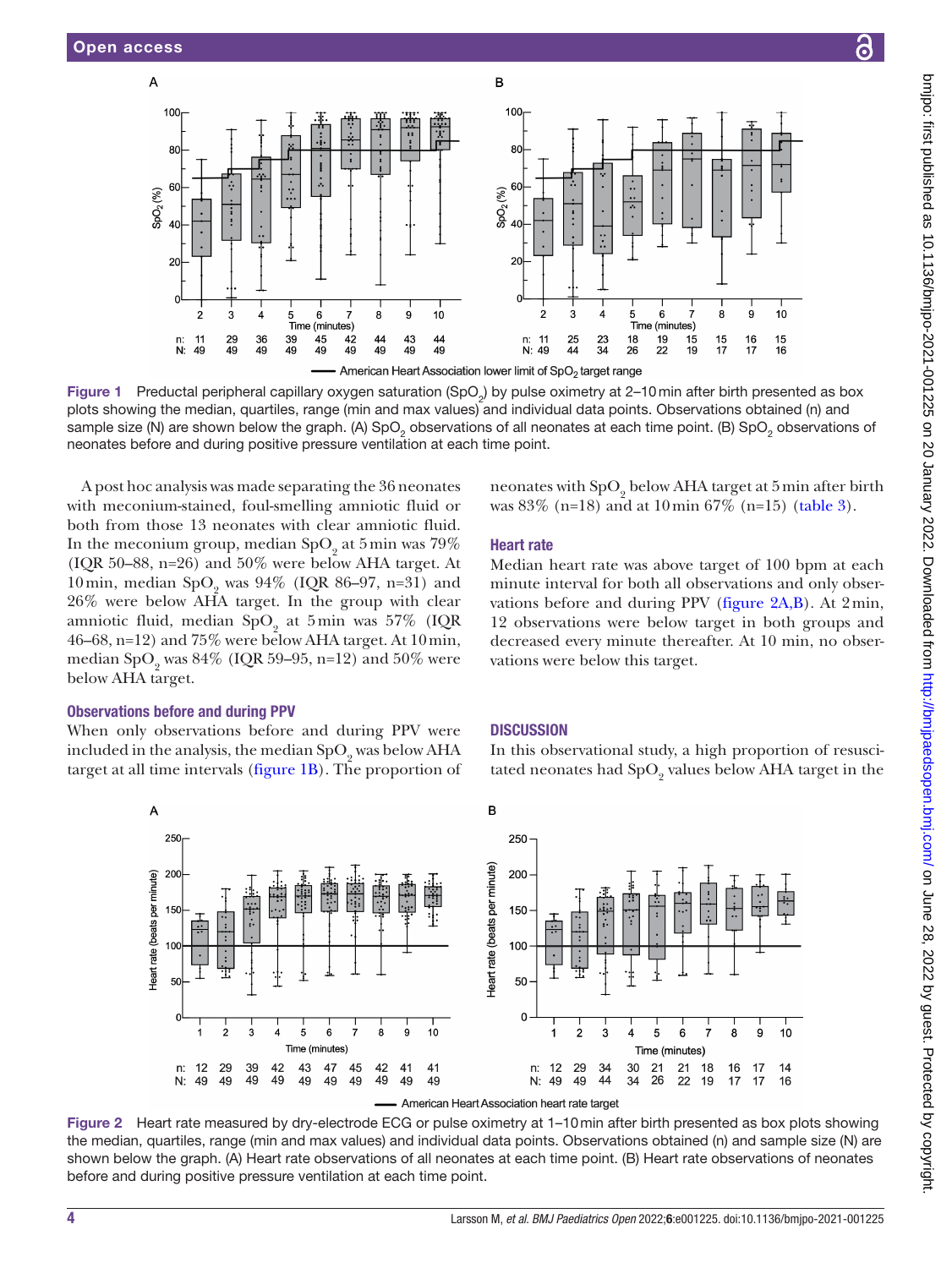Figure 1 Preductal peripheral capillary oxygen saturation ($SpO_2$) by pulse oximetry at 2–10 min after birth presented as box plots showing the median, quartiles, range (min and max values) and individual data points. Observations obtained (n) and sample size (N) are shown below the graph. (A) $SpO_2$ observations of all neonates at each time point. (B) $SpO_2$ observations of neonates before and during positive pressure ventilation at each time point.

A post hoc analysis was made separating the 36 neonates with meconium-stained, foul-smelling amniotic fluid or both from those 13 neonates with clear amniotic fluid. In the meconium group, median $SpO_2$ at 5 min was 79% (IQR 50–88, n=26) and 50% were below AHA target. At 10 min, median $SpO_2$ was 94% (IQR 86–97, n=31) and 26% were below AHA target. In the group with clear amniotic fluid, median $SpO_2$ at 5 min was 57% (IQR 46–68, n=12) and 75% were below AHA target. At 10 min, median $SpO_2$ was 84% (IQR 59–95, n=12) and 50% were below AHA target.

### Observations before and during PPV

When only observations before and during PPV were included in the analysis, the median $SpO_2$ was below AHA target at all time intervals (figure 1B). The proportion of neonates with $SpO_2$ below AHA target at 5 min after birth was 83% (n=18) and at 10 min 67% (n=15) (table 3).

### Heart rate

Median heart rate was above target of 100 bpm at each minute interval for both all observations and only observations before and during PPV (figure 2A,B). At 2 min, 12 observations were below target in both groups and decreased every minute thereafter. At 10 min, no observations were below this target.

## DISCUSSION

In this observational study, a high proportion of resuscitated neonates had $SpO_2$ values below AHA target in the

Figure 2 Heart rate measured by dry-electrode ECG or pulse oximetry at 1–10 min after birth presented as box plots showing the median, quartiles, range (min and max values) and individual data points. Observations obtained (n) and sample size (N) are shown below the graph. (A) Heart rate observations of all neonates at each time point. (B) Heart rate observations of neonates before and during positive pressure ventilation at each time point.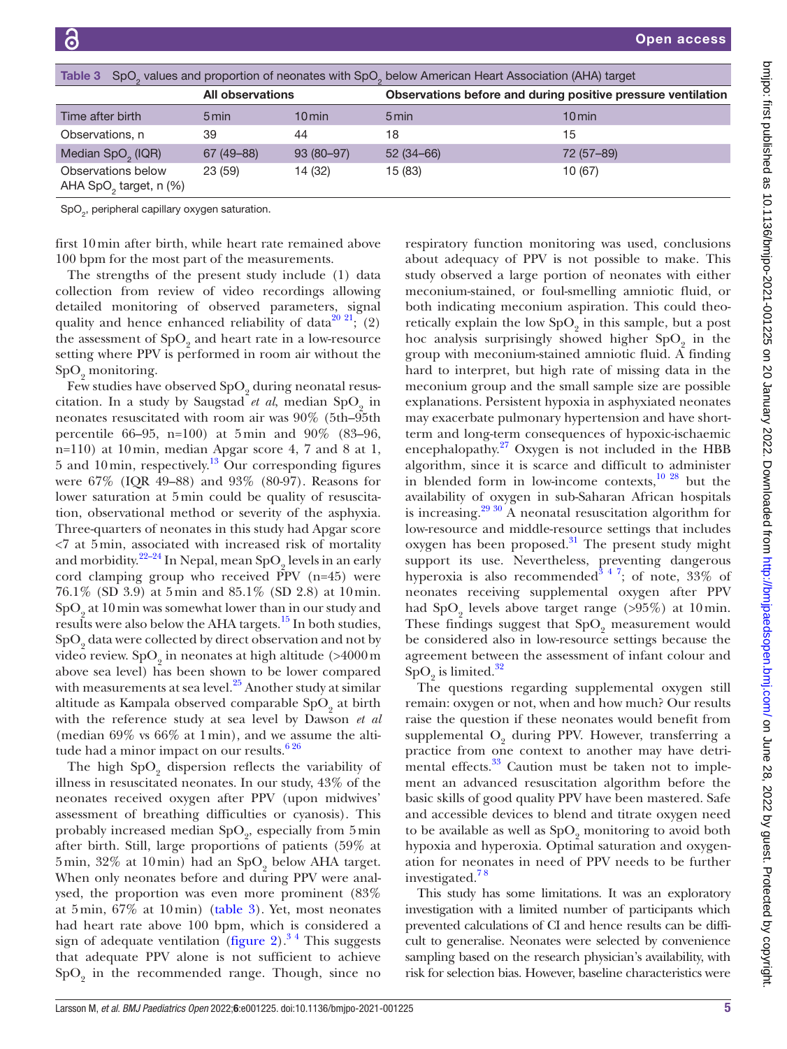Table 3 $SpO_2$ values and proportion of neonates with $SpO_2$ below American Heart Association (AHA) target

| | All observations | | Observations before and during positive pressure ventilation | |
|---|---|---|---|---|
| Time after birth | 5 min | 10 min | 5 min | 10 min |
| Observations, n | 39 | 44 | 18 | 15 |
| Median $SpO_2$ (IQR) | 67 (49–88) | 93 (80–97) | 52 (34–66) | 72 (57–89) |
| Observations below AHA $SpO_2$ target, n (%) | 23 (59) | 14 (32) | 15 (83) | 10 (67) |

$SpO_2$, peripheral capillary oxygen saturation.

first 10 min after birth, while heart rate remained above 100 bpm for the most part of the measurements.

The strengths of the present study include (1) data collection from review of video recordings allowing detailed monitoring of observed parameters, signal quality and hence enhanced reliability of data[20 21]; (2) the assessment of $SpO_2$ and heart rate in a low-resource setting where PPV is performed in room air without the $SpO_2$ monitoring.

Few studies have observed $SpO_2$ during neonatal resuscitation. In a study by Saugstad *et al*, median $SpO_2$ in neonates resuscitated with room air was 90% (5th–95th percentile 66–95, n=100) at 5 min and 90% (83–96, n=110) at 10 min, median Apgar score 4, 7 and 8 at 1, 5 and 10 min, respectively.[13] Our corresponding figures were 67% (IQR 49–88) and 93% (80-97). Reasons for lower saturation at 5 min could be quality of resuscitation, observational method or severity of the asphyxia. Three-quarters of neonates in this study had Apgar score <7 at 5 min, associated with increased risk of mortality and morbidity.[22–24] In Nepal, mean $SpO_2$ levels in an early cord clamping group who received PPV (n=45) were 76.1% (SD 3.9) at 5 min and 85.1% (SD 2.8) at 10 min. $SpO_2$ at 10 min was somewhat lower than in our study and results were also below the AHA targets.[15] In both studies, $SpO_2$ data were collected by direct observation and not by video review. $SpO_2$ in neonates at high altitude (>4000 m above sea level) has been shown to be lower compared with measurements at sea level.[25] Another study at similar altitude as Kampala observed comparable $SpO_2$ at birth with the reference study at sea level by Dawson *et al* (median 69% vs 66% at 1 min), and we assume the altitude had a minor impact on our results.[6 26]

The high $SpO_2$ dispersion reflects the variability of illness in resuscitated neonates. In our study, 43% of the neonates received oxygen after PPV (upon midwives' assessment of breathing difficulties or cyanosis). This probably increased median $SpO_2$, especially from 5 min after birth. Still, large proportions of patients (59% at 5 min, 32% at 10 min) had an $SpO_2$ below AHA target. When only neonates before and during PPV were analysed, the proportion was even more prominent (83% at 5 min, 67% at 10 min) (table 3). Yet, most neonates had heart rate above 100 bpm, which is considered a sign of adequate ventilation (figure 2).[3 4] This suggests that adequate PPV alone is not sufficient to achieve $SpO_2$ in the recommended range. Though, since no respiratory function monitoring was used, conclusions about adequacy of PPV is not possible to make. This study observed a large portion of neonates with either meconium-stained, or foul-smelling amniotic fluid, or both indicating meconium aspiration. This could theoretically explain the low $SpO_2$ in this sample, but a post hoc analysis surprisingly showed higher $SpO_2$ in the group with meconium-stained amniotic fluid. A finding hard to interpret, but high rate of missing data in the meconium group and the small sample size are possible explanations. Persistent hypoxia in asphyxiated neonates may exacerbate pulmonary hypertension and have short-term and long-term consequences of hypoxic-ischaemic encephalopathy.[27] Oxygen is not included in the HBB algorithm, since it is scarce and difficult to administer in blended form in low-income contexts,[10 28] but the availability of oxygen in sub-Saharan African hospitals is increasing.[29 30] A neonatal resuscitation algorithm for low-resource and middle-resource settings that includes oxygen has been proposed.[31] The present study might support its use. Nevertheless, preventing dangerous hyperoxia is also recommended[3 4 7]; of note, 33% of neonates receiving supplemental oxygen after PPV had $SpO_2$ levels above target range (>95%) at 10 min. These findings suggest that $SpO_2$ measurement would be considered also in low-resource settings because the agreement between the assessment of infant colour and $SpO_2$ is limited.[32]

The questions regarding supplemental oxygen still remain: oxygen or not, when and how much? Our results raise the question if these neonates would benefit from supplemental $O_2$ during PPV. However, transferring a practice from one context to another may have detrimental effects.[33] Caution must be taken not to implement an advanced resuscitation algorithm before the basic skills of good quality PPV have been mastered. Safe and accessible devices to blend and titrate oxygen need to be available as well as $SpO_2$ monitoring to avoid both hypoxia and hyperoxia. Optimal saturation and oxygenation for neonates in need of PPV needs to be further investigated.[7 8]

This study has some limitations. It was an exploratory investigation with a limited number of participants which prevented calculations of CI and hence results can be difficult to generalise. Neonates were selected by convenience sampling based on the research physician's availability, with risk for selection bias. However, baseline characteristics were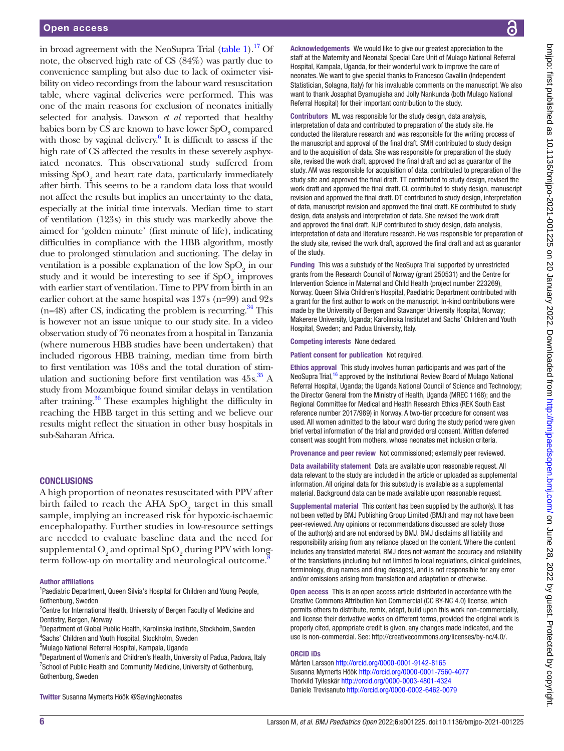in broad agreement with the NeoSupra Trial (table 1).[17] Of note, the observed high rate of CS (84%) was partly due to convenience sampling but also due to lack of oximeter visibility on video recordings from the labour ward resuscitation table, where vaginal deliveries were performed. This was one of the main reasons for exclusion of neonates initially selected for analysis. Dawson *et al* reported that healthy babies born by CS are known to have lower $SpO_2$ compared with those by vaginal delivery.[6] It is difficult to assess if the high rate of CS affected the results in these severely asphyxiated neonates. This observational study suffered from missing $SpO_2$ and heart rate data, particularly immediately after birth. This seems to be a random data loss that would not affect the results but implies an uncertainty to the data, especially at the initial time intervals. Median time to start of ventilation (123s) in this study was markedly above the aimed for 'golden minute' (first minute of life), indicating difficulties in compliance with the HBB algorithm, mostly due to prolonged stimulation and suctioning. The delay in ventilation is a possible explanation of the low $SpO_2$ in our study and it would be interesting to see if $SpO_2$ improves with earlier start of ventilation. Time to PPV from birth in an earlier cohort at the same hospital was 137s (n=99) and 92s (n=48) after CS, indicating the problem is recurring.[34] This is however not an issue unique to our study site. In a video observation study of 76 neonates from a hospital in Tanzania (where numerous HBB studies have been undertaken) that included rigorous HBB training, median time from birth to first ventilation was 108s and the total duration of stimulation and suctioning before first ventilation was 45s.[35] A study from Mozambique found similar delays in ventilation after training.[36] These examples highlight the difficulty in reaching the HBB target in this setting and we believe our results might reflect the situation in other busy hospitals in sub-Saharan Africa.

## CONCLUSIONS

A high proportion of neonates resuscitated with PPV after birth failed to reach the AHA $SpO_2$ target in this small sample, implying an increased risk for hypoxic-ischaemic encephalopathy. Further studies in low-resource settings are needed to evaluate baseline data and the need for supplemental $O_2$ and optimal $SpO_2$ during PPV with long-term follow-up on mortality and neurological outcome.[8]

**Author affiliations**

[1]Paediatric Department, Queen Silvia's Hospital for Children and Young People, Gothenburg, Sweden
[2]Centre for International Health, University of Bergen Faculty of Medicine and Dentistry, Bergen, Norway
[3]Department of Global Public Health, Karolinska Institute, Stockholm, Sweden
[4]Sachs' Children and Youth Hospital, Stockholm, Sweden
[5]Mulago National Referral Hospital, Kampala, Uganda
[6]Department of Women's and Children's Health, University of Padua, Padova, Italy
[7]School of Public Health and Community Medicine, University of Gothenburg, Gothenburg, Sweden

**Twitter** Susanna Myrnerts Höök @SavingNeonates

**Acknowledgements** We would like to give our greatest appreciation to the staff at the Maternity and Neonatal Special Care Unit of Mulago National Referral Hospital, Kampala, Uganda, for their wonderful work to improve the care of neonates. We want to give special thanks to Francesco Cavallin (Independent Statistician, Solagna, Italy) for his invaluable comments on the manuscript. We also want to thank Josaphat Byamugisha and Jolly Nankunda (both Mulago National Referral Hospital) for their important contribution to the study.

**Contributors** ML was responsible for the study design, data analysis, interpretation of data and contributed to preparation of the study site. He conducted the literature research and was responsible for the writing process of the manuscript and approval of the final draft. SMH contributed to study design and to the acquisition of data. She was responsible for preparation of the study site, revised the work draft, approved the final draft and act as guarantor of the study. AM was responsible for acquisition of data, contributed to preparation of the study site and approved the final draft. TT contributed to study design, revised the work draft and approved the final draft. CL contributed to study design, manuscript revision and approved the final draft. DT contributed to study design, interpretation of data, manuscript revision and approved the final draft. KE contributed to study design, data analysis and interpretation of data. She revised the work draft and approved the final draft. NJP contributed to study design, data analysis, interpretation of data and literature research. He was responsible for preparation of the study site, revised the work draft, approved the final draft and act as guarantor of the study.

**Funding** This was a substudy of the NeoSupra Trial supported by unrestricted grants from the Research Council of Norway (grant 250531) and the Centre for Intervention Science in Maternal and Child Health (project number 223269), Norway. Queen Silvia Children's Hospital, Paediatric Department contributed with a grant for the first author to work on the manuscript. In-kind contributions were made by the University of Bergen and Stavanger University Hospital, Norway; Makerere University, Uganda; Karolinska Institutet and Sachs' Children and Youth Hospital, Sweden; and Padua University, Italy.

**Competing interests** None declared.

**Patient consent for publication** Not required.

**Ethics approval** This study involves human participants and was part of the NeoSupra Trial,[16] approved by the Institutional Review Board of Mulago National Referral Hospital, Uganda; the Uganda National Council of Science and Technology; the Director General from the Ministry of Health, Uganda (MREC 1168); and the Regional Committee for Medical and Health Research Ethics (REK South East reference number 2017/989) in Norway. A two-tier procedure for consent was used. All women admitted to the labour ward during the study period were given brief verbal information of the trial and provided oral consent. Written deferred consent was sought from mothers, whose neonates met inclusion criteria.

**Provenance and peer review** Not commissioned; externally peer reviewed.

**Data availability statement** Data are available upon reasonable request. All data relevant to the study are included in the article or uploaded as supplemental information. All original data for this substudy is available as a supplemental material. Background data can be made available upon reasonable request.

**Supplemental material** This content has been supplied by the author(s). It has not been vetted by BMJ Publishing Group Limited (BMJ) and may not have been peer-reviewed. Any opinions or recommendations discussed are solely those of the author(s) and are not endorsed by BMJ. BMJ disclaims all liability and responsibility arising from any reliance placed on the content. Where the content includes any translated material, BMJ does not warrant the accuracy and reliability of the translations (including but not limited to local regulations, clinical guidelines, terminology, drug names and drug dosages), and is not responsible for any error and/or omissions arising from translation and adaptation or otherwise.

**Open access** This is an open access article distributed in accordance with the Creative Commons Attribution Non Commercial (CC BY-NC 4.0) license, which permits others to distribute, remix, adapt, build upon this work non-commercially, and license their derivative works on different terms, provided the original work is properly cited, appropriate credit is given, any changes made indicated, and the use is non-commercial. See: http://creativecommons.org/licenses/by-nc/4.0/.

**ORCID iDs**

Mårten Larsson http://orcid.org/0000-0001-9142-8165
Susanna Myrnerts Höök http://orcid.org/0000-0001-7560-4077
Thorkild Tylleskär http://orcid.org/0000-0003-4801-4324
Daniele Trevisanuto http://orcid.org/0000-0002-6462-0079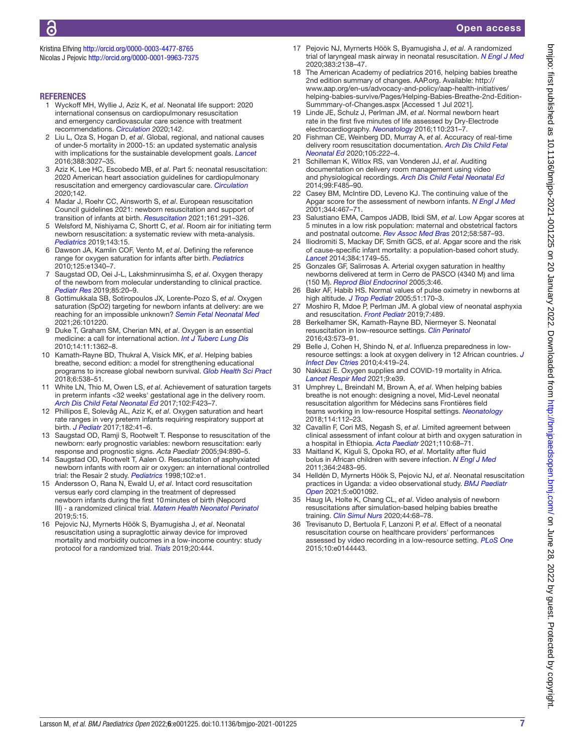Kristina Elfving http://orcid.org/0000-0003-4477-8765
Nicolas J Pejovic http://orcid.org/0000-0001-9963-7375

## REFERENCES

1. Wyckoff MH, Wyllie J, Aziz K, *et al*. Neonatal life support: 2020 international consensus on cardiopulmonary resuscitation and emergency cardiovascular care science with treatment recommendations. *Circulation* 2020;142.
2. Liu L, Oza S, Hogan D, *et al*. Global, regional, and national causes of under-5 mortality in 2000-15: an updated systematic analysis with implications for the sustainable development goals. *Lancet* 2016;388:3027–35.
3. Aziz K, Lee HC, Escobedo MB, *et al*. Part 5: neonatal resuscitation: 2020 American heart association guidelines for cardiopulmonary resuscitation and emergency cardiovascular care. *Circulation* 2020;142.
4. Madar J, Roehr CC, Ainsworth S, *et al*. European resuscitation Council guidelines 2021: newborn resuscitation and support of transition of infants at birth. *Resuscitation* 2021;161:291–326.
5. Welsford M, Nishiyama C, Shortt C, *et al*. Room air for initiating term newborn resuscitation: a systematic review with meta-analysis. *Pediatrics* 2019;143:15.
6. Dawson JA, Kamlin COF, Vento M, *et al*. Defining the reference range for oxygen saturation for infants after birth. *Pediatrics* 2010;125:e1340–7.
7. Saugstad OD, Oei J-L, Lakshminrusimha S, *et al*. Oxygen therapy of the newborn from molecular understanding to clinical practice. *Pediatr Res* 2019;85:20–9.
8. Gottimukkala SB, Sotiropoulos JX, Lorente-Pozo S, *et al*. Oxygen saturation (SpO2) targeting for newborn infants at delivery: are we reaching for an impossible unknown? *Semin Fetal Neonatal Med* 2021;26:101220.
9. Duke T, Graham SM, Cherian MN, *et al*. Oxygen is an essential medicine: a call for international action. *Int J Tuberc Lung Dis* 2010;14:11:1362–8.
10. Kamath-Rayne BD, Thukral A, Visick MK, *et al*. Helping babies breathe, second edition: a model for strengthening educational programs to increase global newborn survival. *Glob Health Sci Pract* 2018;6:538–51.
11. White LN, Thio M, Owen LS, *et al*. Achievement of saturation targets in preterm infants <32 weeks' gestational age in the delivery room. *Arch Dis Child Fetal Neonatal Ed* 2017;102:F423–7.
12. Phillipos E, Solevåg AL, Aziz K, *et al*. Oxygen saturation and heart rate ranges in very preterm infants requiring respiratory support at birth. *J Pediatr* 2017;182:41–6.
13. Saugstad OD, Ramji S, Rootwelt T. Response to resuscitation of the newborn: early prognostic variables: newborn resuscitation: early response and prognostic signs. *Acta Paediatr* 2005;94:890–5.
14. Saugstad OD, Rootwelt T, Aalen O. Resuscitation of asphyxiated newborn infants with room air or oxygen: an international controlled trial: the Resair 2 study. *Pediatrics* 1998;102:e1.
15. Andersson O, Rana N, Ewald U, *et al*. Intact cord resuscitation versus early cord clamping in the treatment of depressed newborn infants during the first 10 minutes of birth (Nepcord III) - a randomized clinical trial. *Matern Health Neonatol Perinatol* 2019;5:15.
16. Pejovic NJ, Myrnerts Höök S, Byamugisha J, *et al*. Neonatal resuscitation using a supraglottic airway device for improved mortality and morbidity outcomes in a low-income country: study protocol for a randomized trial. *Trials* 2019;20:444.
17. Pejovic NJ, Myrnerts Höök S, Byamugisha J, *et al*. A randomized trial of laryngeal mask airway in neonatal resuscitation. *N Engl J Med* 2020;383:2138–47.
18. The American Academy of pediatrics 2016, helping babies breathe 2nd edition summary of changes. AAP.org. Available: http://www.aap.org/en-us/advocacy-and-policy/aap-health-initiatives/helping-babies-survive/Pages/Helping-Babies-Breathe-2nd-Edition-Summmary-of-Changes.aspx [Accessed 1 Jul 2021].
19. Linde JE, Schulz J, Perlman JM, *et al*. Normal newborn heart rate in the first five minutes of life assessed by Dry-Electrode electrocardiography. *Neonatology* 2016;110:231–7.
20. Fishman CE, Weinberg DD, Murray A, *et al*. Accuracy of real-time delivery room resuscitation documentation. *Arch Dis Child Fetal Neonatal Ed* 2020;105:222–4.
21. Schilleman K, Witlox RS, van Vonderen JJ, *et al*. Auditing documentation on delivery room management using video and physiological recordings. *Arch Dis Child Fetal Neonatal Ed* 2014;99:F485–90.
22. Casey BM, McIntire DD, Leveno KJ. The continuing value of the Apgar score for the assessment of newborn infants. *N Engl J Med* 2001;344:467–71.
23. Salustiano EMA, Campos JADB, Ibidi SM, *et al*. Low Apgar scores at 5 minutes in a low risk population: maternal and obstetrical factors and postnatal outcome. *Rev Assoc Med Bras* 2012;58:587–93.
24. Iliodromiti S, Mackay DF, Smith GCS, *et al*. Apgar score and the risk of cause-specific infant mortality: a population-based cohort study. *Lancet* 2014;384:1749–55.
25. Gonzales GF, Salirrosas A. Arterial oxygen saturation in healthy newborns delivered at term in Cerro de PASCO (4340 M) and lima (150 M). *Reprod Biol Endocrinol* 2005;3:46.
26. Bakr AF, Habib HS. Normal values of pulse oximetry in newborns at high altitude. *J Trop Pediatr* 2005;51:170–3.
27. Moshiro R, Mdoe P, Perlman JM. A global view of neonatal asphyxia and resuscitation. *Front Pediatr* 2019;7:489.
28. Berkelhamer SK, Kamath-Rayne BD, Niermeyer S. Neonatal resuscitation in low-resource settings. *Clin Perinatol* 2016;43:573–91.
29. Belle J, Cohen H, Shindo N, *et al*. Influenza preparedness in low-resource settings: a look at oxygen delivery in 12 African countries. *J Infect Dev Ctries* 2010;4:419–24.
30. Nakkazi E. Oxygen supplies and COVID-19 mortality in Africa. *Lancet Respir Med* 2021;9:e39.
31. Umphrey L, Breindahl M, Brown A, *et al*. When helping babies breathe is not enough: designing a novel, Mid-Level neonatal resuscitation algorithm for Médecins sans Frontières field teams working in low-resource Hospital settings. *Neonatology* 2018;114:112–23.
32. Cavallin F, Cori MS, Negash S, *et al*. Limited agreement between clinical assessment of infant colour at birth and oxygen saturation in a hospital in Ethiopia. *Acta Paediatr* 2021;110:68–71.
33. Maitland K, Kiguli S, Opoka RO, *et al*. Mortality after fluid bolus in African children with severe infection. *N Engl J Med* 2011;364:2483–95.
34. Helldén D, Myrnerts Höök S, Pejovic NJ, *et al*. Neonatal resuscitation practices in Uganda: a video observational study. *BMJ Paediatr Open* 2021;5:e001092.
35. Haug IA, Holte K, Chang CL, *et al*. Video analysis of newborn resuscitations after simulation-based helping babies breathe training. *Clin Simul Nurs* 2020;44:68–78.
36. Trevisanuto D, Bertuola F, Lanzoni P, *et al*. Effect of a neonatal resuscitation course on healthcare providers' performances assessed by video recording in a low-resource setting. *PLoS One* 2015;10:e0144443.